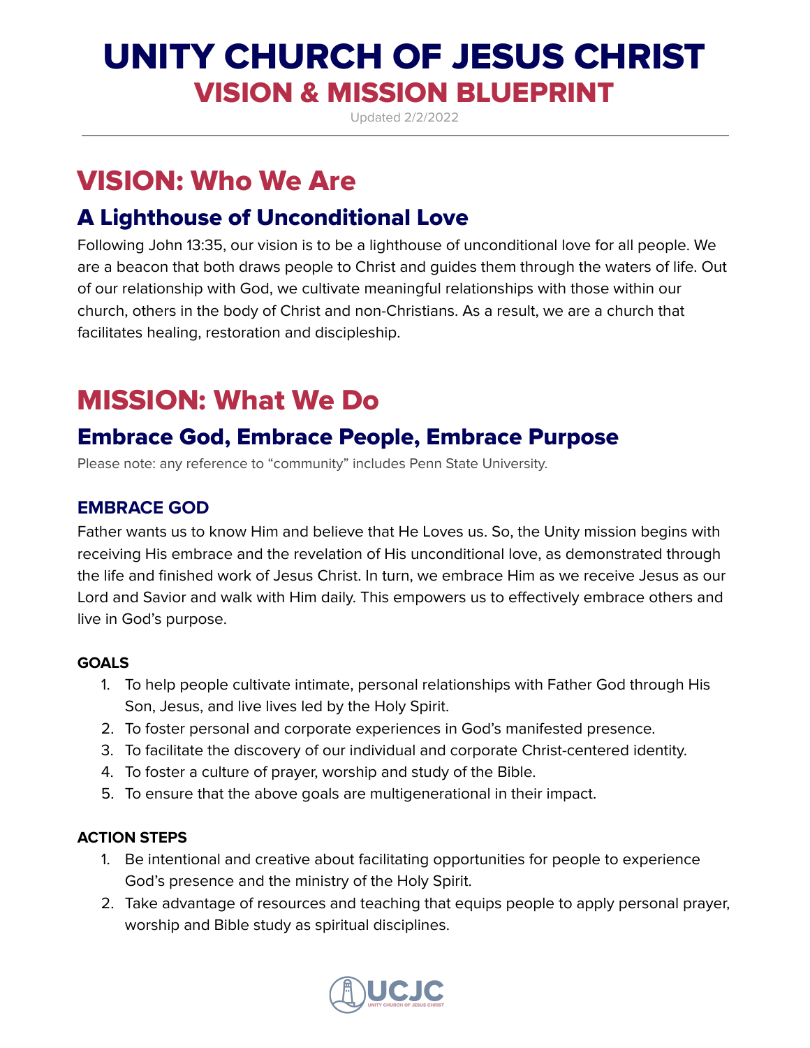# UNITY CHURCH OF JESUS CHRIST

## VISION & MISSION BLUEPRINT

Updated 2/2/2022

## VISION: Who We Are

### A Lighthouse of Unconditional Love

Following John 13:35, our vision is to be a lighthouse of unconditional love for all people. We are a beacon that both draws people to Christ and guides them through the waters of life. Out of our relationship with God, we cultivate meaningful relationships with those within our church, others in the body of Christ and non-Christians. As a result, we are a church that facilitates healing, restoration and discipleship.

## MISSION: What We Do

### Embrace God, Embrace People, Embrace Purpose

Please note: any reference to "community" includes Penn State University.

#### EMBRACE GOD

Father wants us to know Him and believe that He Loves us. So, the Unity mission begins with receiving His embrace and the revelation of His unconditional love, as demonstrated through the life and finished work of Jesus Christ. In turn, we embrace Him as we receive Jesus as our Lord and Savior and walk with Him daily. This empowers us to effectively embrace others and live in God's purpose.

**GOALS**

1. To help people cultivate intimate, personal relationships with Father God through His Son, Jesus, and live lives led by the Holy Spirit.
2. To foster personal and corporate experiences in God's manifested presence.
3. To facilitate the discovery of our individual and corporate Christ-centered identity.
4. To foster a culture of prayer, worship and study of the Bible.
5. To ensure that the above goals are multigenerational in their impact.

**ACTION STEPS**

1. Be intentional and creative about facilitating opportunities for people to experience God's presence and the ministry of the Holy Spirit.
2. Take advantage of resources and teaching that equips people to apply personal prayer, worship and Bible study as spiritual disciplines.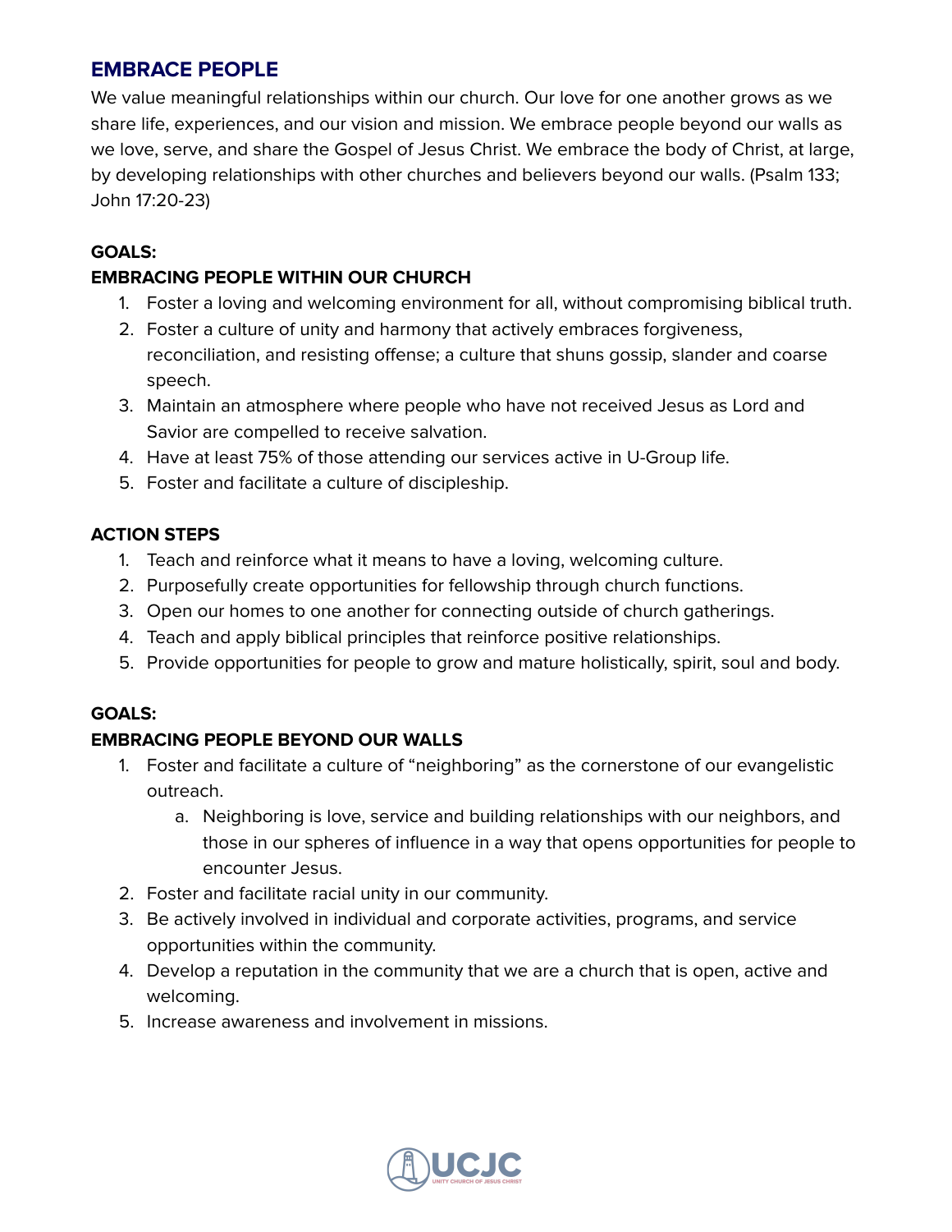## EMBRACE PEOPLE

We value meaningful relationships within our church. Our love for one another grows as we share life, experiences, and our vision and mission. We embrace people beyond our walls as we love, serve, and share the Gospel of Jesus Christ. We embrace the body of Christ, at large, by developing relationships with other churches and believers beyond our walls. (Psalm 133; John 17:20-23)

**GOALS:**
**EMBRACING PEOPLE WITHIN OUR CHURCH**

1. Foster a loving and welcoming environment for all, without compromising biblical truth.
2. Foster a culture of unity and harmony that actively embraces forgiveness, reconciliation, and resisting offense; a culture that shuns gossip, slander and coarse speech.
3. Maintain an atmosphere where people who have not received Jesus as Lord and Savior are compelled to receive salvation.
4. Have at least 75% of those attending our services active in U-Group life.
5. Foster and facilitate a culture of discipleship.

**ACTION STEPS**

1. Teach and reinforce what it means to have a loving, welcoming culture.
2. Purposefully create opportunities for fellowship through church functions.
3. Open our homes to one another for connecting outside of church gatherings.
4. Teach and apply biblical principles that reinforce positive relationships.
5. Provide opportunities for people to grow and mature holistically, spirit, soul and body.

**GOALS:**
**EMBRACING PEOPLE BEYOND OUR WALLS**

1. Foster and facilitate a culture of "neighboring" as the cornerstone of our evangelistic outreach.
   a. Neighboring is love, service and building relationships with our neighbors, and those in our spheres of influence in a way that opens opportunities for people to encounter Jesus.
2. Foster and facilitate racial unity in our community.
3. Be actively involved in individual and corporate activities, programs, and service opportunities within the community.
4. Develop a reputation in the community that we are a church that is open, active and welcoming.
5. Increase awareness and involvement in missions.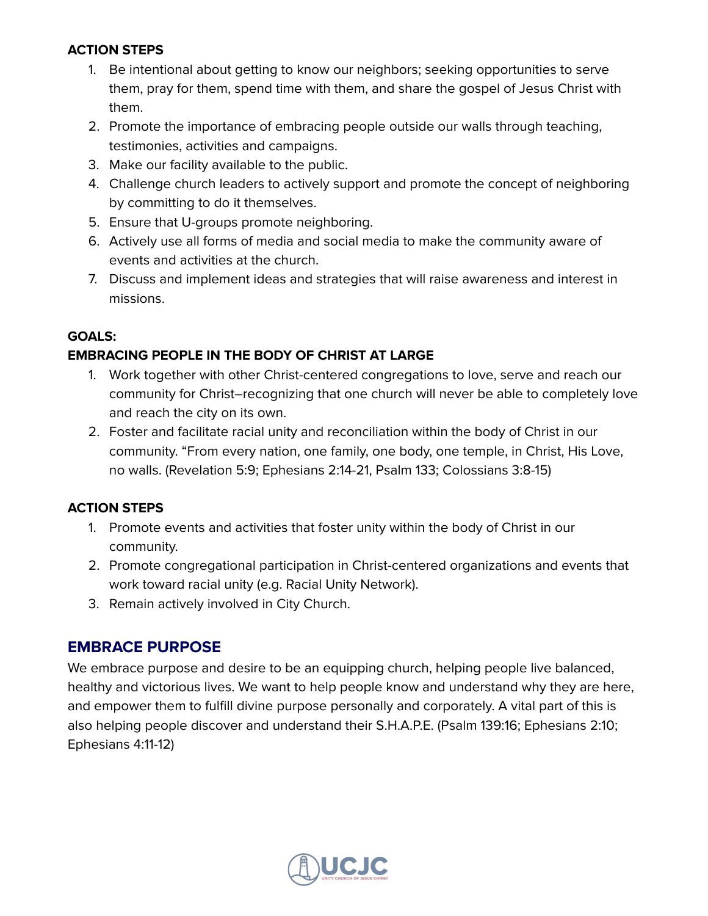**ACTION STEPS**

1. Be intentional about getting to know our neighbors; seeking opportunities to serve them, pray for them, spend time with them, and share the gospel of Jesus Christ with them.
2. Promote the importance of embracing people outside our walls through teaching, testimonies, activities and campaigns.
3. Make our facility available to the public.
4. Challenge church leaders to actively support and promote the concept of neighboring by committing to do it themselves.
5. Ensure that U-groups promote neighboring.
6. Actively use all forms of media and social media to make the community aware of events and activities at the church.
7. Discuss and implement ideas and strategies that will raise awareness and interest in missions.

**GOALS:**
**EMBRACING PEOPLE IN THE BODY OF CHRIST AT LARGE**

1. Work together with other Christ-centered congregations to love, serve and reach our community for Christ–recognizing that one church will never be able to completely love and reach the city on its own.
2. Foster and facilitate racial unity and reconciliation within the body of Christ in our community. "From every nation, one family, one body, one temple, in Christ, His Love, no walls. (Revelation 5:9; Ephesians 2:14-21, Psalm 133; Colossians 3:8-15)

**ACTION STEPS**

1. Promote events and activities that foster unity within the body of Christ in our community.
2. Promote congregational participation in Christ-centered organizations and events that work toward racial unity (e.g. Racial Unity Network).
3. Remain actively involved in City Church.

## EMBRACE PURPOSE

We embrace purpose and desire to be an equipping church, helping people live balanced, healthy and victorious lives. We want to help people know and understand why they are here, and empower them to fulfill divine purpose personally and corporately. A vital part of this is also helping people discover and understand their S.H.A.P.E. (Psalm 139:16; Ephesians 2:10; Ephesians 4:11-12)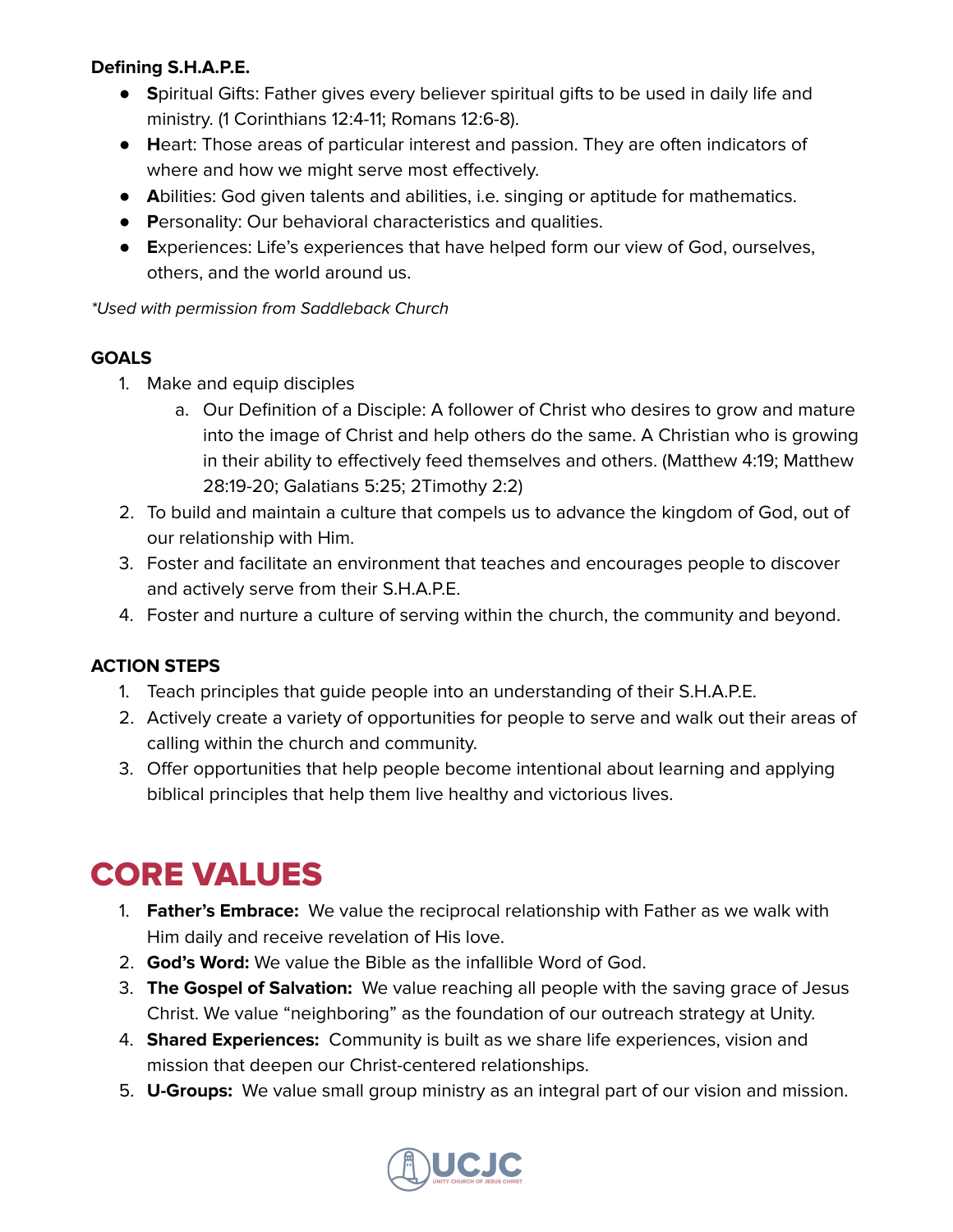**Defining S.H.A.P.E.**

- **S**piritual Gifts: Father gives every believer spiritual gifts to be used in daily life and ministry. (1 Corinthians 12:4-11; Romans 12:6-8).
- **H**eart: Those areas of particular interest and passion. They are often indicators of where and how we might serve most effectively.
- **A**bilities: God given talents and abilities, i.e. singing or aptitude for mathematics.
- **P**ersonality: Our behavioral characteristics and qualities.
- **E**xperiences: Life's experiences that have helped form our view of God, ourselves, others, and the world around us.

*\*Used with permission from Saddleback Church*

**GOALS**

1. Make and equip disciples
    a. Our Definition of a Disciple: A follower of Christ who desires to grow and mature into the image of Christ and help others do the same. A Christian who is growing in their ability to effectively feed themselves and others. (Matthew 4:19; Matthew 28:19-20; Galatians 5:25; 2Timothy 2:2)
2. To build and maintain a culture that compels us to advance the kingdom of God, out of our relationship with Him.
3. Foster and facilitate an environment that teaches and encourages people to discover and actively serve from their S.H.A.P.E.
4. Foster and nurture a culture of serving within the church, the community and beyond.

**ACTION STEPS**

1. Teach principles that guide people into an understanding of their S.H.A.P.E.
2. Actively create a variety of opportunities for people to serve and walk out their areas of calling within the church and community.
3. Offer opportunities that help people become intentional about learning and applying biblical principles that help them live healthy and victorious lives.

# CORE VALUES

1. **Father's Embrace:** We value the reciprocal relationship with Father as we walk with Him daily and receive revelation of His love.
2. **God's Word:** We value the Bible as the infallible Word of God.
3. **The Gospel of Salvation:** We value reaching all people with the saving grace of Jesus Christ. We value "neighboring" as the foundation of our outreach strategy at Unity.
4. **Shared Experiences:** Community is built as we share life experiences, vision and mission that deepen our Christ-centered relationships.
5. **U-Groups:** We value small group ministry as an integral part of our vision and mission.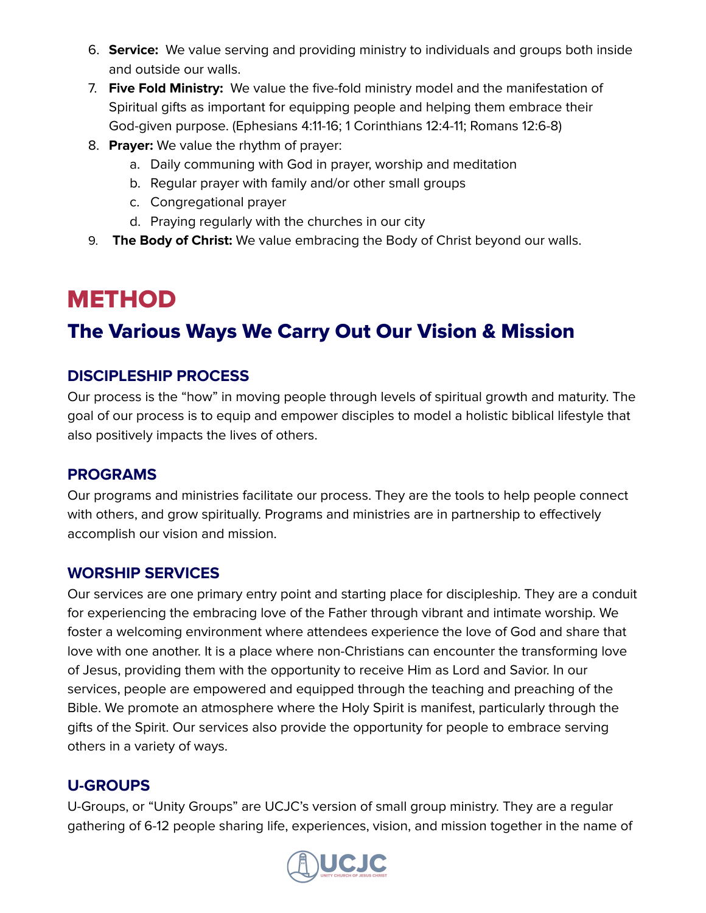6. **Service:** We value serving and providing ministry to individuals and groups both inside and outside our walls.
7. **Five Fold Ministry:** We value the five-fold ministry model and the manifestation of Spiritual gifts as important for equipping people and helping them embrace their God-given purpose. (Ephesians 4:11-16; 1 Corinthians 12:4-11; Romans 12:6-8)
8. **Prayer:** We value the rhythm of prayer:
    a. Daily communing with God in prayer, worship and meditation
    b. Regular prayer with family and/or other small groups
    c. Congregational prayer
    d. Praying regularly with the churches in our city
9. **The Body of Christ:** We value embracing the Body of Christ beyond our walls.

# METHOD

## The Various Ways We Carry Out Our Vision & Mission

### DISCIPLESHIP PROCESS

Our process is the "how" in moving people through levels of spiritual growth and maturity. The goal of our process is to equip and empower disciples to model a holistic biblical lifestyle that also positively impacts the lives of others.

### PROGRAMS

Our programs and ministries facilitate our process. They are the tools to help people connect with others, and grow spiritually. Programs and ministries are in partnership to effectively accomplish our vision and mission.

### WORSHIP SERVICES

Our services are one primary entry point and starting place for discipleship. They are a conduit for experiencing the embracing love of the Father through vibrant and intimate worship. We foster a welcoming environment where attendees experience the love of God and share that love with one another. It is a place where non-Christians can encounter the transforming love of Jesus, providing them with the opportunity to receive Him as Lord and Savior. In our services, people are empowered and equipped through the teaching and preaching of the Bible. We promote an atmosphere where the Holy Spirit is manifest, particularly through the gifts of the Spirit. Our services also provide the opportunity for people to embrace serving others in a variety of ways.

### U-GROUPS

U-Groups, or "Unity Groups" are UCJC's version of small group ministry. They are a regular gathering of 6-12 people sharing life, experiences, vision, and mission together in the name of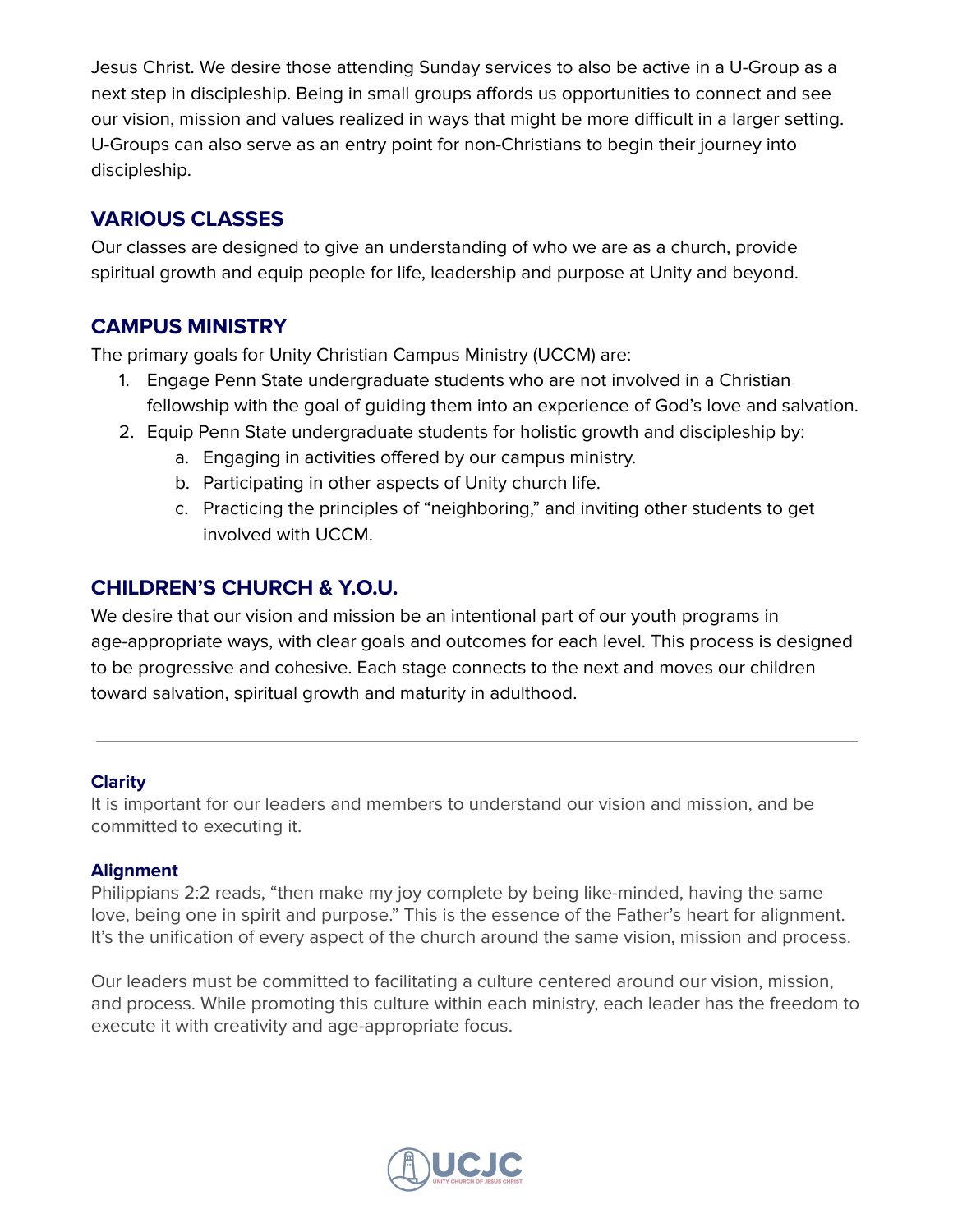Jesus Christ. We desire those attending Sunday services to also be active in a U-Group as a next step in discipleship. Being in small groups affords us opportunities to connect and see our vision, mission and values realized in ways that might be more difficult in a larger setting. U-Groups can also serve as an entry point for non-Christians to begin their journey into discipleship.

## VARIOUS CLASSES

Our classes are designed to give an understanding of who we are as a church, provide spiritual growth and equip people for life, leadership and purpose at Unity and beyond.

## CAMPUS MINISTRY

The primary goals for Unity Christian Campus Ministry (UCCM) are:

1. Engage Penn State undergraduate students who are not involved in a Christian fellowship with the goal of guiding them into an experience of God's love and salvation.
2. Equip Penn State undergraduate students for holistic growth and discipleship by:
   a. Engaging in activities offered by our campus ministry.
   b. Participating in other aspects of Unity church life.
   c. Practicing the principles of "neighboring," and inviting other students to get involved with UCCM.

## CHILDREN'S CHURCH & Y.O.U.

We desire that our vision and mission be an intentional part of our youth programs in age-appropriate ways, with clear goals and outcomes for each level. This process is designed to be progressive and cohesive. Each stage connects to the next and moves our children toward salvation, spiritual growth and maturity in adulthood.

---

#### Clarity

It is important for our leaders and members to understand our vision and mission, and be committed to executing it.

#### Alignment

Philippians 2:2 reads, "then make my joy complete by being like-minded, having the same love, being one in spirit and purpose." This is the essence of the Father's heart for alignment. It's the unification of every aspect of the church around the same vision, mission and process.

Our leaders must be committed to facilitating a culture centered around our vision, mission, and process. While promoting this culture within each ministry, each leader has the freedom to execute it with creativity and age-appropriate focus.